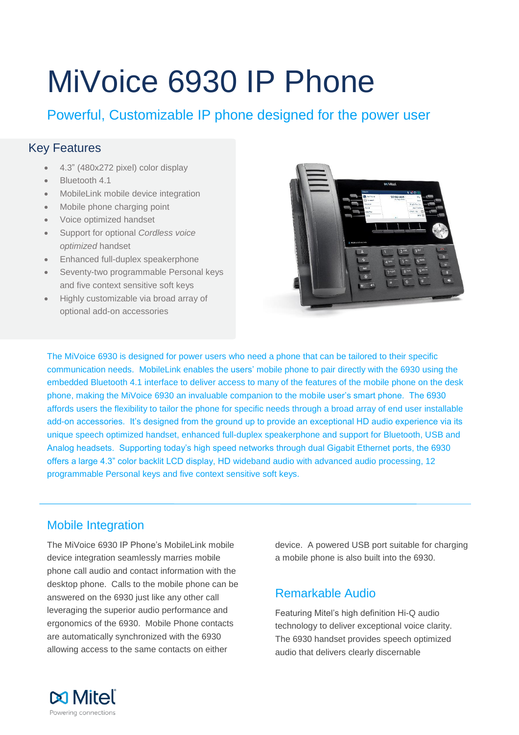# MiVoice 6930 IP Phone

## Powerful, Customizable IP phone designed for the power user

### Key Features

- 4.3" (480x272 pixel) color display
- Bluetooth 4.1
- MobileLink mobile device integration
- Mobile phone charging point
- Voice optimized handset
- Support for optional *Cordless voice optimized* handset
- Enhanced full-duplex speakerphone
- Seventy-two programmable Personal keys and five context sensitive soft keys
- Highly customizable via broad array of optional add-on accessories

The MiVoice 6930 is designed for power users who need a phone that can be tailored to their specific communication needs. MobileLink enables the users' mobile phone to pair directly with the 6930 using the embedded Bluetooth 4.1 interface to deliver access to many of the features of the mobile phone on the desk phone, making the MiVoice 6930 an invaluable companion to the mobile user's smart phone. The 6930 affords users the flexibility to tailor the phone for specific needs through a broad array of end user installable add-on accessories. It's designed from the ground up to provide an exceptional HD audio experience via its unique speech optimized handset, enhanced full-duplex speakerphone and support for Bluetooth, USB and Analog headsets. Supporting today's high speed networks through dual Gigabit Ethernet ports, the 6930 offers a large 4.3" color backlit LCD display, HD wideband audio with advanced audio processing, 12 programmable Personal keys and five context sensitive soft keys.

---

## Mobile Integration

The MiVoice 6930 IP Phone's MobileLink mobile device integration seamlessly marries mobile phone call audio and contact information with the desktop phone. Calls to the mobile phone can be answered on the 6930 just like any other call leveraging the superior audio performance and ergonomics of the 6930. Mobile Phone contacts are automatically synchronized with the 6930 allowing access to the same contacts on either device. A powered USB port suitable for charging a mobile phone is also built into the 6930.

## Remarkable Audio

Featuring Mitel's high definition Hi-Q audio technology to deliver exceptional voice clarity. The 6930 handset provides speech optimized audio that delivers clearly discernable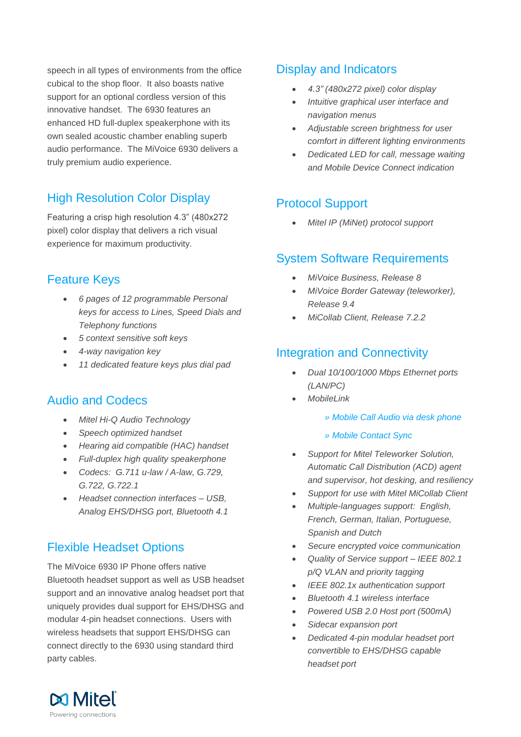speech in all types of environments from the office cubical to the shop floor. It also boasts native support for an optional cordless version of this innovative handset. The 6930 features an enhanced HD full-duplex speakerphone with its own sealed acoustic chamber enabling superb audio performance. The MiVoice 6930 delivers a truly premium audio experience.

## High Resolution Color Display

Featuring a crisp high resolution 4.3" (480x272 pixel) color display that delivers a rich visual experience for maximum productivity.

## Feature Keys

- *6 pages of 12 programmable Personal keys for access to Lines, Speed Dials and Telephony functions*
- *5 context sensitive soft keys*
- *4-way navigation key*
- *11 dedicated feature keys plus dial pad*

## Audio and Codecs

- *Mitel Hi-Q Audio Technology*
- *Speech optimized handset*
- *Hearing aid compatible (HAC) handset*
- *Full-duplex high quality speakerphone*
- *Codecs: G.711 u-law / A-law, G.729, G.722, G.722.1*
- *Headset connection interfaces – USB, Analog EHS/DHSG port, Bluetooth 4.1*

## Flexible Headset Options

The MiVoice 6930 IP Phone offers native Bluetooth headset support as well as USB headset support and an innovative analog headset port that uniquely provides dual support for EHS/DHSG and modular 4-pin headset connections. Users with wireless headsets that support EHS/DHSG can connect directly to the 6930 using standard third party cables.

## Display and Indicators

- *4.3" (480x272 pixel) color display*
- *Intuitive graphical user interface and navigation menus*
- *Adjustable screen brightness for user comfort in different lighting environments*
- *Dedicated LED for call, message waiting and Mobile Device Connect indication*

## Protocol Support

- *Mitel IP (MiNet) protocol support*

## System Software Requirements

- *MiVoice Business, Release 8*
- *MiVoice Border Gateway (teleworker), Release 9.4*
- *MiCollab Client, Release 7.2.2*

## Integration and Connectivity

- *Dual 10/100/1000 Mbps Ethernet ports (LAN/PC)*
- *MobileLink*
  - *» Mobile Call Audio via desk phone*
  - *» Mobile Contact Sync*
- *Support for Mitel Teleworker Solution, Automatic Call Distribution (ACD) agent and supervisor, hot desking, and resiliency*
- *Support for use with Mitel MiCollab Client*
- *Multiple-languages support: English, French, German, Italian, Portuguese, Spanish and Dutch*
- *Secure encrypted voice communication*
- *Quality of Service support – IEEE 802.1 p/Q VLAN and priority tagging*
- *IEEE 802.1x authentication support*
- *Bluetooth 4.1 wireless interface*
- *Powered USB 2.0 Host port (500mA)*
- *Sidecar expansion port*
- *Dedicated 4-pin modular headset port convertible to EHS/DHSG capable headset port*

Mitel
Powering connections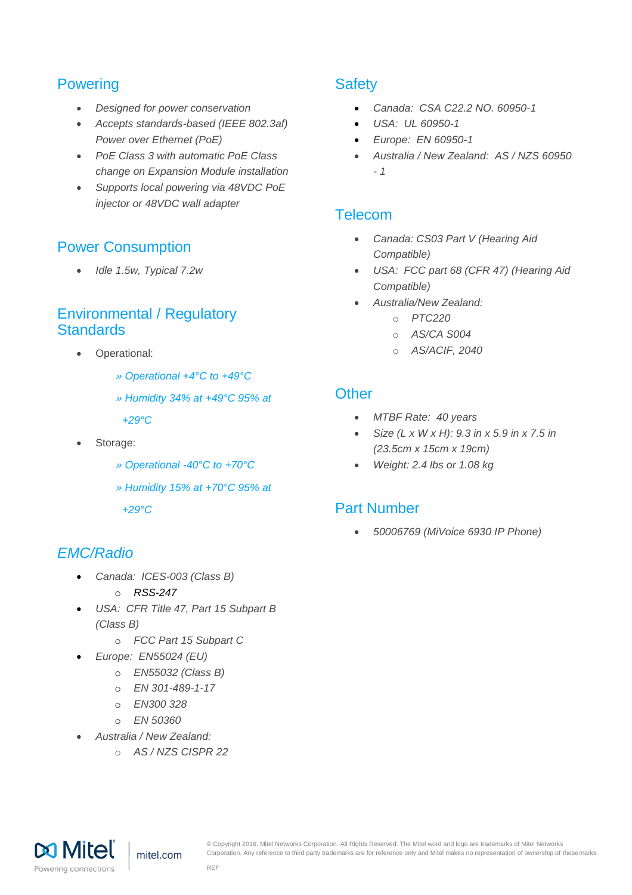## Powering

- *Designed for power conservation*
- *Accepts standards-based (IEEE 802.3af) Power over Ethernet (PoE)*
- *PoE Class 3 with automatic PoE Class change on Expansion Module installation*
- *Supports local powering via 48VDC PoE injector or 48VDC wall adapter*

## Power Consumption

- *Idle 1.5w, Typical 7.2w*

## Environmental / Regulatory Standards

- Operational:
  - *» Operational +4°C to +49°C*
  - *» Humidity 34% at +49°C 95% at +29°C*
- Storage:
  - *» Operational -40°C to +70°C*
  - *» Humidity 15% at +70°C 95% at +29°C*

## *EMC/Radio*

- *Canada: ICES-003 (Class B)*
  - *RSS-247*
- *USA: CFR Title 47, Part 15 Subpart B (Class B)*
  - *FCC Part 15 Subpart C*
- *Europe: EN55024 (EU)*
  - *EN55032 (Class B)*
  - *EN 301-489-1-17*
  - *EN300 328*
  - *EN 50360*
- *Australia / New Zealand:*
  - *AS / NZS CISPR 22*

## Safety

- *Canada: CSA C22.2 NO. 60950-1*
- *USA: UL 60950-1*
- *Europe: EN 60950-1*
- *Australia / New Zealand: AS / NZS 60950 - 1*

## Telecom

- *Canada: CS03 Part V (Hearing Aid Compatible)*
- *USA: FCC part 68 (CFR 47) (Hearing Aid Compatible)*
- *Australia/New Zealand:*
  - *PTC220*
  - *AS/CA S004*
  - *AS/ACIF, 2040*

## Other

- *MTBF Rate: 40 years*
- *Size (L x W x H): 9.3 in x 5.9 in x 7.5 in (23.5cm x 15cm x 19cm)*
- *Weight: 2.4 lbs or 1.08 kg*

## Part Number

- *50006769 (MiVoice 6930 IP Phone)*

Mitel
Powering connections

mitel.com

© Copyright 2016, Mitel Networks Corporation. All Rights Reserved. The Mitel word and logo are trademarks of Mitel Networks Corporation. Any reference to third party trademarks are for reference only and Mitel makes no representation of ownership of these marks.

REF